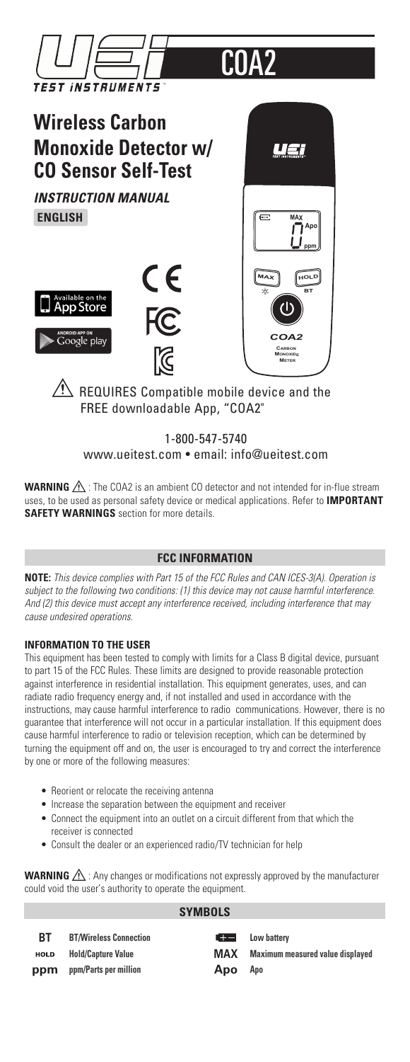# COA2

## Wireless Carbon Monoxide Detector w/ CO Sensor Self-Test

***INSTRUCTION MANUAL***

**ENGLISH**

⚠ REQUIRES Compatible mobile device and the FREE downloadable App, "COA2"

1-800-547-5740
www.ueitest.com • email: info@ueitest.com

**WARNING** ⚠ : The COA2 is an ambient CO detector and not intended for in-flue stream uses, to be used as personal safety device or medical applications. Refer to **IMPORTANT SAFETY WARNINGS** section for more details.

## FCC INFORMATION

**NOTE:** *This device complies with Part 15 of the FCC Rules and CAN ICES-3(A). Operation is subject to the following two conditions: (1) this device may not cause harmful interference. And (2) this device must accept any interference received, including interference that may cause undesired operations.*

### INFORMATION TO THE USER

This equipment has been tested to comply with limits for a Class B digital device, pursuant to part 15 of the FCC Rules. These limits are designed to provide reasonable protection against interference in residential installation. This equipment generates, uses, and can radiate radio frequency energy and, if not installed and used in accordance with the instructions, may cause harmful interference to radio communications. However, there is no guarantee that interference will not occur in a particular installation. If this equipment does cause harmful interference to radio or television reception, which can be determined by turning the equipment off and on, the user is encouraged to try and correct the interference by one or more of the following measures:

- Reorient or relocate the receiving antenna
- Increase the separation between the equipment and receiver
- Connect the equipment into an outlet on a circuit different from that which the receiver is connected
- Consult the dealer or an experienced radio/TV technician for help

**WARNING** ⚠ : Any changes or modifications not expressly approved by the manufacturer could void the user's authority to operate the equipment.

## SYMBOLS

| | | | |
|---|---|---|---|
| **BT** | **BT/Wireless Connection** | | **Low battery** |
| **HOLD** | **Hold/Capture Value** | **MAX** | **Maximum measured value displayed** |
| **ppm** | **ppm/Parts per million** | **Apo** | **Apo** |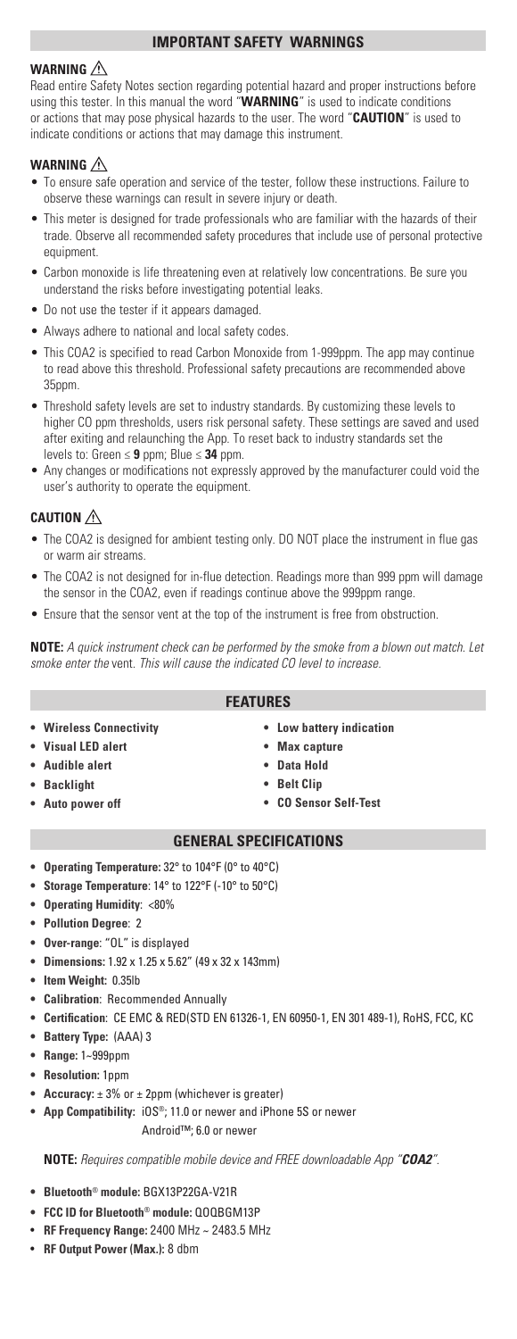## IMPORTANT SAFETY WARNINGS

### WARNING ⚠

Read entire Safety Notes section regarding potential hazard and proper instructions before using this tester. In this manual the word "**WARNING**" is used to indicate conditions or actions that may pose physical hazards to the user. The word "**CAUTION**" is used to indicate conditions or actions that may damage this instrument.

### WARNING ⚠

- To ensure safe operation and service of the tester, follow these instructions. Failure to observe these warnings can result in severe injury or death.
- This meter is designed for trade professionals who are familiar with the hazards of their trade. Observe all recommended safety procedures that include use of personal protective equipment.
- Carbon monoxide is life threatening even at relatively low concentrations. Be sure you understand the risks before investigating potential leaks.
- Do not use the tester if it appears damaged.
- Always adhere to national and local safety codes.
- This COA2 is specified to read Carbon Monoxide from 1-999ppm. The app may continue to read above this threshold. Professional safety precautions are recommended above 35ppm.
- Threshold safety levels are set to industry standards. By customizing these levels to higher CO ppm thresholds, users risk personal safety. These settings are saved and used after exiting and relaunching the App. To reset back to industry standards set the levels to: Green ≤ **9** ppm; Blue ≤ **34** ppm.
- Any changes or modifications not expressly approved by the manufacturer could void the user's authority to operate the equipment.

### CAUTION ⚠

- The COA2 is designed for ambient testing only. DO NOT place the instrument in flue gas or warm air streams.
- The COA2 is not designed for in-flue detection. Readings more than 999 ppm will damage the sensor in the COA2, even if readings continue above the 999ppm range.
- Ensure that the sensor vent at the top of the instrument is free from obstruction.

**NOTE:** *A quick instrument check can be performed by the smoke from a blown out match. Let smoke enter the* vent. *This will cause the indicated CO level to increase.*

## FEATURES

- **Wireless Connectivity**
- **Visual LED alert**
- **Audible alert**
- **Backlight**
- **Auto power off**
- **Low battery indication**
- **Max capture**
- **Data Hold**
- **Belt Clip**
- **CO Sensor Self-Test**

## GENERAL SPECIFICATIONS

- **Operating Temperature:** 32° to 104°F (0° to 40°C)
- **Storage Temperature**: 14° to 122°F (-10° to 50°C)
- **Operating Humidity**: <80%
- **Pollution Degree**: 2
- **Over-range**: "OL" is displayed
- **Dimensions:** 1.92 x 1.25 x 5.62" (49 x 32 x 143mm)
- **Item Weight:** 0.35lb
- **Calibration**: Recommended Annually
- **Certification**: CE EMC & RED(STD EN 61326-1, EN 60950-1, EN 301 489-1), RoHS, FCC, KC
- **Battery Type:** (AAA) 3
- **Range:** 1~999ppm
- **Resolution:** 1ppm
- **Accuracy:** ± 3% or ± 2ppm (whichever is greater)
- **App Compatibility:** iOS®; 11.0 or newer and iPhone 5S or newer
  Android™; 6.0 or newer

**NOTE:** *Requires compatible mobile device and FREE downloadable App "**COA2**".*

- **Bluetooth® module:** BGX13P22GA-V21R
- **FCC ID for Bluetooth® module:** QOQBGM13P
- **RF Frequency Range:** 2400 MHz ~ 2483.5 MHz
- **RF Output Power (Max.):** 8 dbm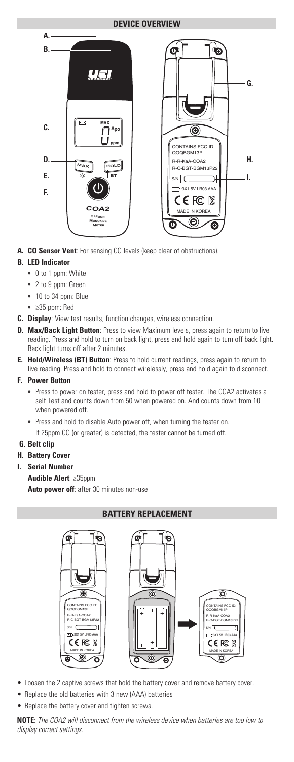## DEVICE OVERVIEW

- **A. CO Sensor Vent**: For sensing CO levels (keep clear of obstructions).
- **B. LED Indicator**
  - 0 to 1 ppm: White
  - 2 to 9 ppm: Green
  - 10 to 34 ppm: Blue
  - ≥35 ppm: Red
- **C. Display**: View test results, function changes, wireless connection.
- **D. Max/Back Light Button**: Press to view Maximum levels, press again to return to live reading. Press and hold to turn on back light, press and hold again to turn off back light. Back light turns off after 2 minutes.
- **E. Hold/Wireless (BT) Button**: Press to hold current readings, press again to return to live reading. Press and hold to connect wirelessly, press and hold again to disconnect.
- **F. Power Button**
  - Press to power on tester, press and hold to power off tester. The COA2 activates a self Test and counts down from 50 when powered on. And counts down from 10 when powered off.
  - Press and hold to disable Auto power off, when turning the tester on. If 25ppm CO (or greater) is detected, the tester cannot be turned off.
- **G. Belt clip**
- **H. Battery Cover**
- **I. Serial Number**

**Audible Alert**: ≥35ppm

**Auto power off**: after 30 minutes non-use

## BATTERY REPLACEMENT

- Loosen the 2 captive screws that hold the battery cover and remove battery cover.
- Replace the old batteries with 3 new (AAA) batteries
- Replace the battery cover and tighten screws.

**NOTE:** *The COA2 will disconnect from the wireless device when batteries are too low to display correct settings.*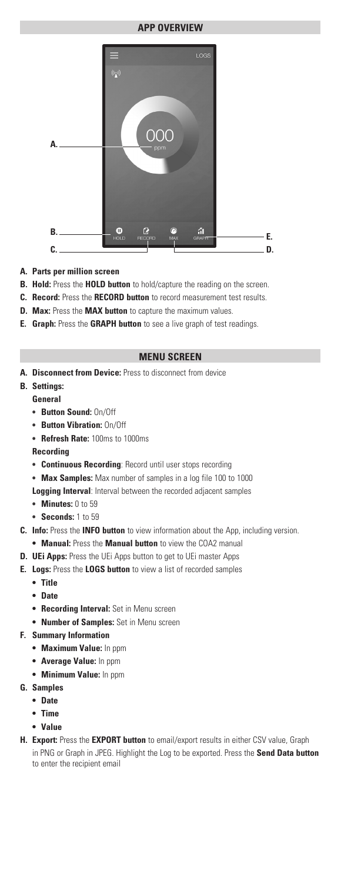## APP OVERVIEW

- **A. Parts per million screen**
- **B. Hold:** Press the **HOLD button** to hold/capture the reading on the screen.
- **C. Record:** Press the **RECORD button** to record measurement test results.
- **D. Max:** Press the **MAX button** to capture the maximum values.
- **E. Graph:** Press the **GRAPH button** to see a live graph of test readings.

## MENU SCREEN

- **A. Disconnect from Device:** Press to disconnect from device
- **B. Settings:**
  - **General**
    - **Button Sound:** On/Off
    - **Button Vibration:** On/Off
    - **Refresh Rate:** 100ms to 1000ms
  - **Recording**
    - **Continuous Recording**: Record until user stops recording
    - **Max Samples:** Max number of samples in a log file 100 to 1000
  - **Logging Interval**: Interval between the recorded adjacent samples
    - **Minutes:** 0 to 59
    - **Seconds:** 1 to 59
- **C. Info:** Press the **INFO button** to view information about the App, including version.
  - **Manual:** Press the **Manual button** to view the COA2 manual
- **D. UEi Apps:** Press the UEi Apps button to get to UEi master Apps
- **E. Logs:** Press the **LOGS button** to view a list of recorded samples
  - **Title**
  - **Date**
  - **Recording Interval:** Set in Menu screen
  - **Number of Samples:** Set in Menu screen
- **F. Summary Information**
  - **Maximum Value:** In ppm
  - **Average Value:** In ppm
  - **Minimum Value:** In ppm
- **G. Samples**
  - **Date**
  - **Time**
  - **Value**
- **H. Export:** Press the **EXPORT button** to email/export results in either CSV value, Graph in PNG or Graph in JPEG. Highlight the Log to be exported. Press the **Send Data button** to enter the recipient email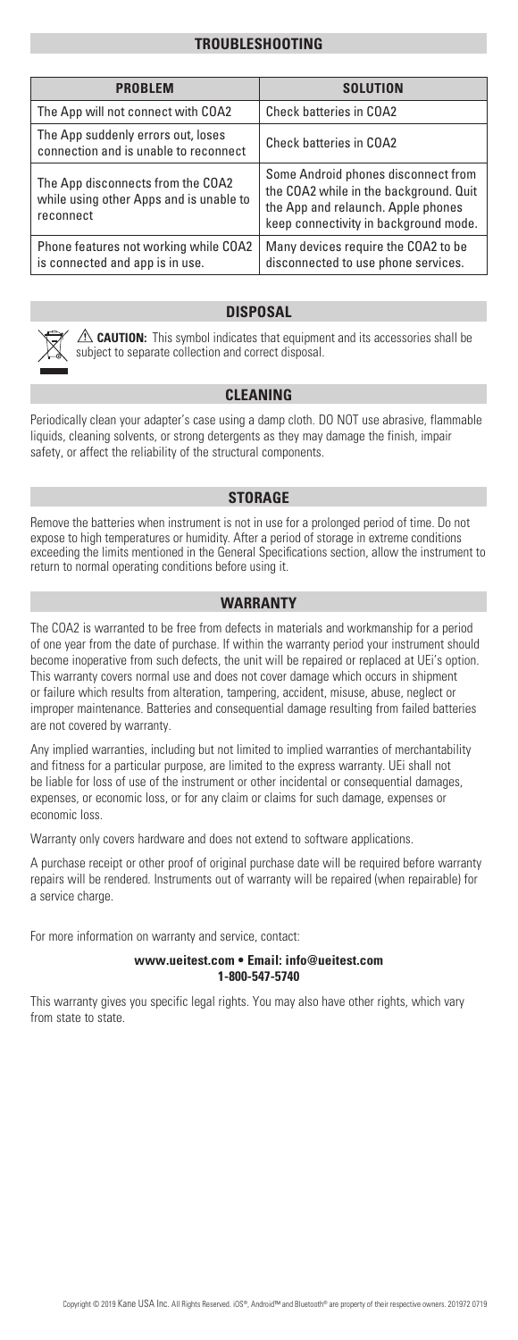## TROUBLESHOOTING

| PROBLEM | SOLUTION |
|---|---|
| The App will not connect with COA2 | Check batteries in COA2 |
| The App suddenly errors out, loses connection and is unable to reconnect | Check batteries in COA2 |
| The App disconnects from the COA2 while using other Apps and is unable to reconnect | Some Android phones disconnect from the COA2 while in the background. Quit the App and relaunch. Apple phones keep connectivity in background mode. |
| Phone features not working while COA2 is connected and app is in use. | Many devices require the COA2 to be disconnected to use phone services. |

## DISPOSAL

⚠ **CAUTION:** This symbol indicates that equipment and its accessories shall be subject to separate collection and correct disposal.

## CLEANING

Periodically clean your adapter's case using a damp cloth. DO NOT use abrasive, flammable liquids, cleaning solvents, or strong detergents as they may damage the finish, impair safety, or affect the reliability of the structural components.

## STORAGE

Remove the batteries when instrument is not in use for a prolonged period of time. Do not expose to high temperatures or humidity. After a period of storage in extreme conditions exceeding the limits mentioned in the General Specifications section, allow the instrument to return to normal operating conditions before using it.

## WARRANTY

The COA2 is warranted to be free from defects in materials and workmanship for a period of one year from the date of purchase. If within the warranty period your instrument should become inoperative from such defects, the unit will be repaired or replaced at UEi's option. This warranty covers normal use and does not cover damage which occurs in shipment or failure which results from alteration, tampering, accident, misuse, abuse, neglect or improper maintenance. Batteries and consequential damage resulting from failed batteries are not covered by warranty.

Any implied warranties, including but not limited to implied warranties of merchantability and fitness for a particular purpose, are limited to the express warranty. UEi shall not be liable for loss of use of the instrument or other incidental or consequential damages, expenses, or economic loss, or for any claim or claims for such damage, expenses or economic loss.

Warranty only covers hardware and does not extend to software applications.

A purchase receipt or other proof of original purchase date will be required before warranty repairs will be rendered. Instruments out of warranty will be repaired (when repairable) for a service charge.

For more information on warranty and service, contact:

**www.ueitest.com • Email: info@ueitest.com**
**1-800-547-5740**

This warranty gives you specific legal rights. You may also have other rights, which vary from state to state.

Copyright © 2019 Kane USA Inc. All Rights Reserved. iOS®, Android™ and Bluetooth® are property of their respective owners. 201972 0719